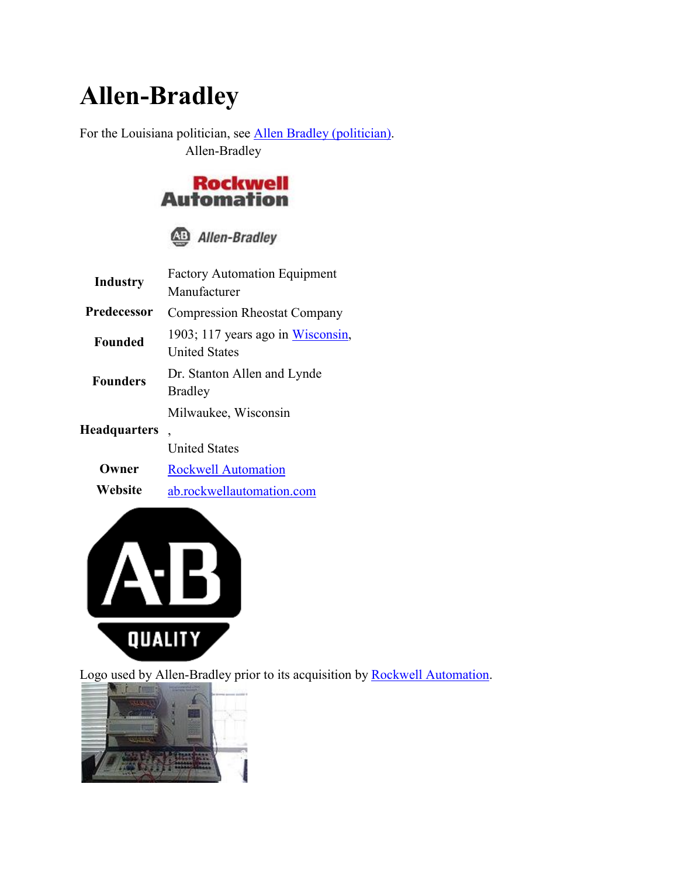# Allen-Bradley

For the Louisiana politician, see Allen Bradley (politician).

Allen-Bradley

| | |
|---|---|
| **Industry** | Factory Automation Equipment Manufacturer |
| **Predecessor** | Compression Rheostat Company |
| **Founded** | 1903; 117 years ago in Wisconsin, United States |
| **Founders** | Dr. Stanton Allen and Lynde Bradley |
| **Headquarters** | Milwaukee, Wisconsin , United States |
| **Owner** | Rockwell Automation |
| **Website** | ab.rockwellautomation.com |

Logo used by Allen-Bradley prior to its acquisition by Rockwell Automation.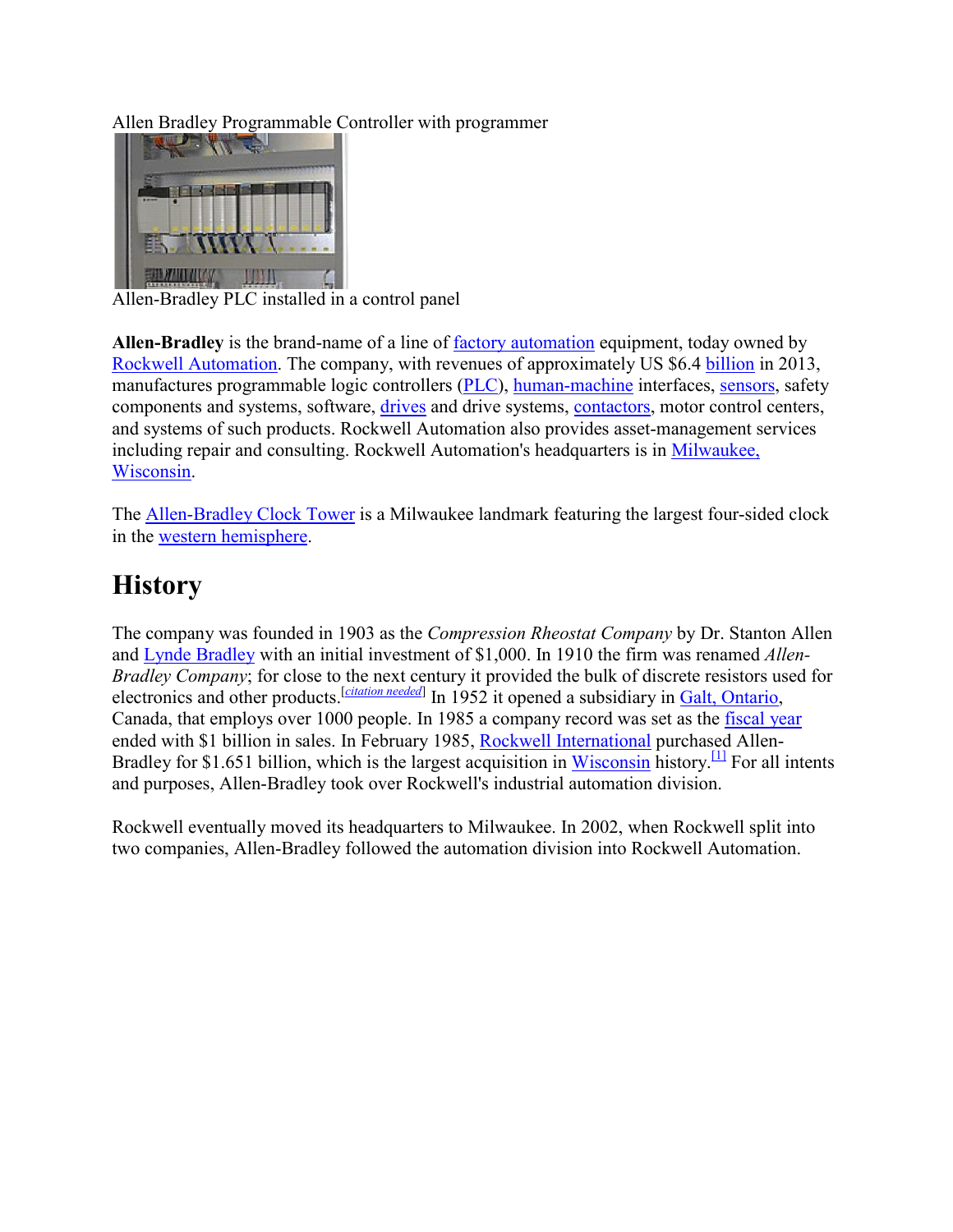Allen Bradley Programmable Controller with programmer

Allen-Bradley PLC installed in a control panel

**Allen-Bradley** is the brand-name of a line of factory automation equipment, today owned by Rockwell Automation. The company, with revenues of approximately US $6.4 billion in 2013, manufactures programmable logic controllers (PLC), human-machine interfaces, sensors, safety components and systems, software, drives and drive systems, contactors, motor control centers, and systems of such products. Rockwell Automation also provides asset-management services including repair and consulting. Rockwell Automation's headquarters is in Milwaukee, Wisconsin.

The Allen-Bradley Clock Tower is a Milwaukee landmark featuring the largest four-sided clock in the western hemisphere.

# History

The company was founded in 1903 as the *Compression Rheostat Company* by Dr. Stanton Allen and Lynde Bradley with an initial investment of $1,000. In 1910 the firm was renamed *Allen-Bradley Company*; for close to the next century it provided the bulk of discrete resistors used for electronics and other products.[citation needed] In 1952 it opened a subsidiary in Galt, Ontario, Canada, that employs over 1000 people. In 1985 a company record was set as the fiscal year ended with $1 billion in sales. In February 1985, Rockwell International purchased Allen-Bradley for $1.651 billion, which is the largest acquisition in Wisconsin history.[1] For all intents and purposes, Allen-Bradley took over Rockwell's industrial automation division.

Rockwell eventually moved its headquarters to Milwaukee. In 2002, when Rockwell split into two companies, Allen-Bradley followed the automation division into Rockwell Automation.